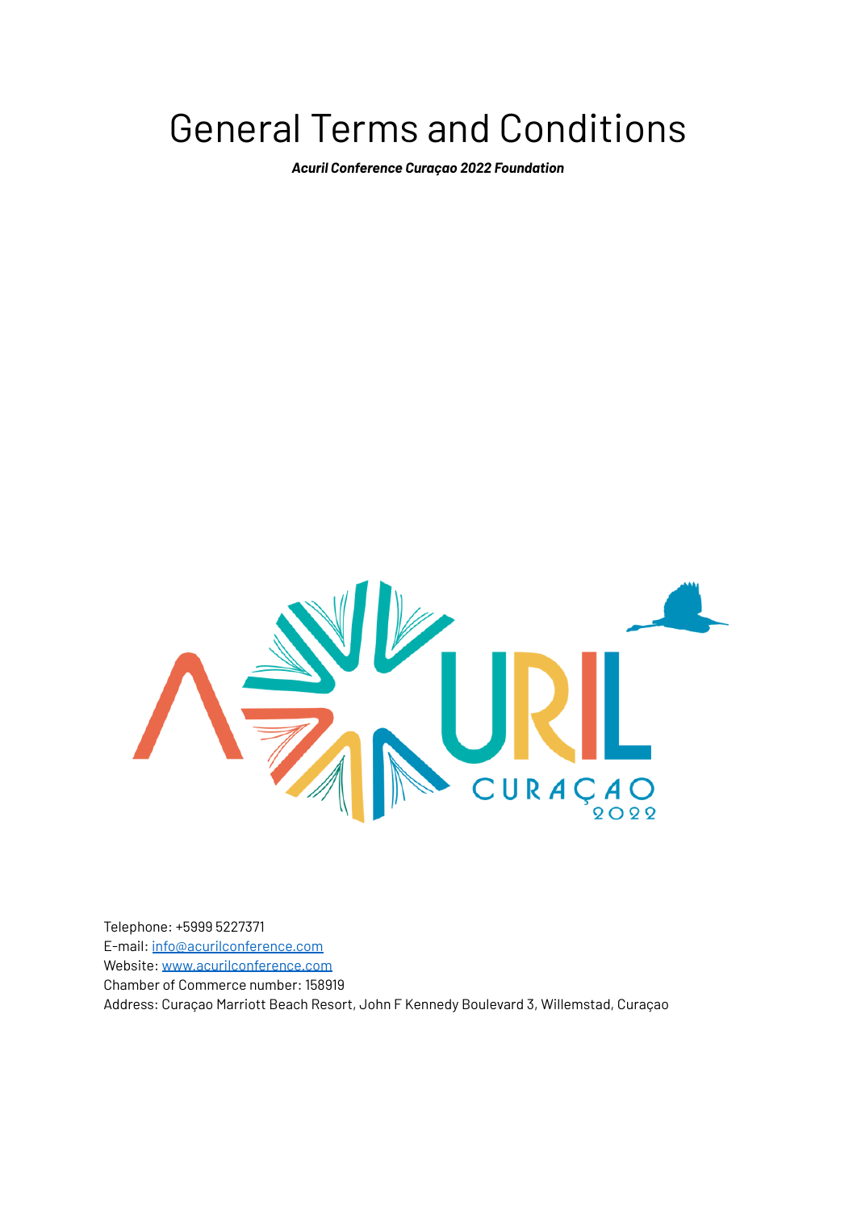# General Terms and Conditions

***Acuril Conference Curaçao 2022 Foundation***

Telephone: +5999 5227371
E-mail: info@acurilconference.com
Website: www.acurilconference.com
Chamber of Commerce number: 158919
Address: Curaçao Marriott Beach Resort, John F Kennedy Boulevard 3, Willemstad, Curaçao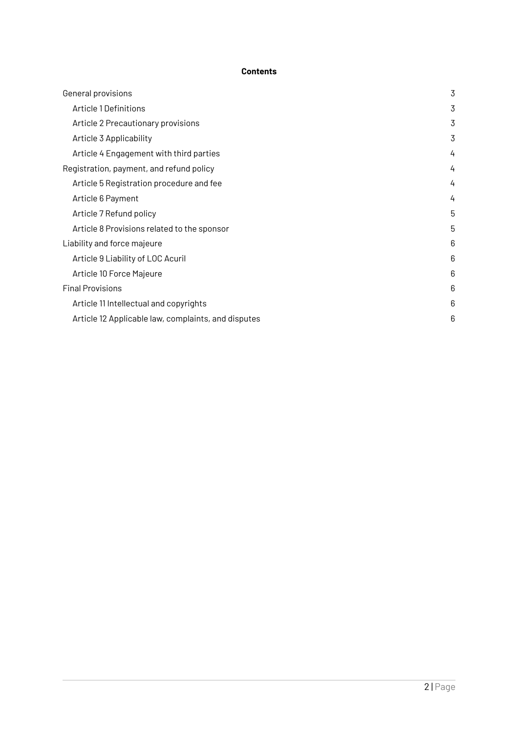**Contents**

| | |
|---|---|
| General provisions | 3 |
| Article 1 Definitions | 3 |
| Article 2 Precautionary provisions | 3 |
| Article 3 Applicability | 3 |
| Article 4 Engagement with third parties | 4 |
| Registration, payment, and refund policy | 4 |
| Article 5 Registration procedure and fee | 4 |
| Article 6 Payment | 4 |
| Article 7 Refund policy | 5 |
| Article 8 Provisions related to the sponsor | 5 |
| Liability and force majeure | 6 |
| Article 9 Liability of LOC Acuril | 6 |
| Article 10 Force Majeure | 6 |
| Final Provisions | 6 |
| Article 11 Intellectual and copyrights | 6 |
| Article 12 Applicable law, complaints, and disputes | 6 |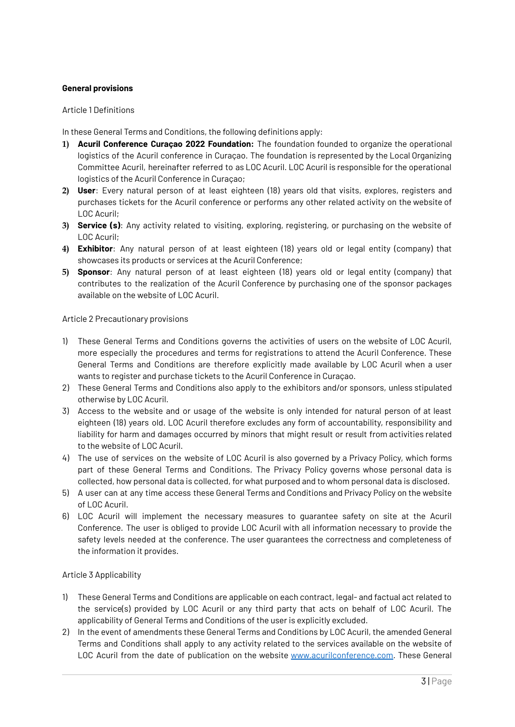**General provisions**

Article 1 Definitions

In these General Terms and Conditions, the following definitions apply:

1) **Acuril Conference Curaçao 2022 Foundation:** The foundation founded to organize the operational logistics of the Acuril conference in Curaçao. The foundation is represented by the Local Organizing Committee Acuril, hereinafter referred to as LOC Acuril. LOC Acuril is responsible for the operational logistics of the Acuril Conference in Curaçao;
2) **User**: Every natural person of at least eighteen (18) years old that visits, explores, registers and purchases tickets for the Acuril conference or performs any other related activity on the website of LOC Acuril;
3) **Service (s)**: Any activity related to visiting, exploring, registering, or purchasing on the website of LOC Acuril;
4) **Exhibitor**: Any natural person of at least eighteen (18) years old or legal entity (company) that showcases its products or services at the Acuril Conference;
5) **Sponsor**: Any natural person of at least eighteen (18) years old or legal entity (company) that contributes to the realization of the Acuril Conference by purchasing one of the sponsor packages available on the website of LOC Acuril.

Article 2 Precautionary provisions

1) These General Terms and Conditions governs the activities of users on the website of LOC Acuril, more especially the procedures and terms for registrations to attend the Acuril Conference. These General Terms and Conditions are therefore explicitly made available by LOC Acuril when a user wants to register and purchase tickets to the Acuril Conference in Curaçao.
2) These General Terms and Conditions also apply to the exhibitors and/or sponsors, unless stipulated otherwise by LOC Acuril.
3) Access to the website and or usage of the website is only intended for natural person of at least eighteen (18) years old. LOC Acuril therefore excludes any form of accountability, responsibility and liability for harm and damages occurred by minors that might result or result from activities related to the website of LOC Acuril.
4) The use of services on the website of LOC Acuril is also governed by a Privacy Policy, which forms part of these General Terms and Conditions. The Privacy Policy governs whose personal data is collected, how personal data is collected, for what purposed and to whom personal data is disclosed.
5) A user can at any time access these General Terms and Conditions and Privacy Policy on the website of LOC Acuril.
6) LOC Acuril will implement the necessary measures to guarantee safety on site at the Acuril Conference. The user is obliged to provide LOC Acuril with all information necessary to provide the safety levels needed at the conference. The user guarantees the correctness and completeness of the information it provides.

Article 3 Applicability

1) These General Terms and Conditions are applicable on each contract, legal- and factual act related to the service(s) provided by LOC Acuril or any third party that acts on behalf of LOC Acuril. The applicability of General Terms and Conditions of the user is explicitly excluded.
2) In the event of amendments these General Terms and Conditions by LOC Acuril, the amended General Terms and Conditions shall apply to any activity related to the services available on the website of LOC Acuril from the date of publication on the website [www.acurilconference.com](http://www.acurilconference.com). These General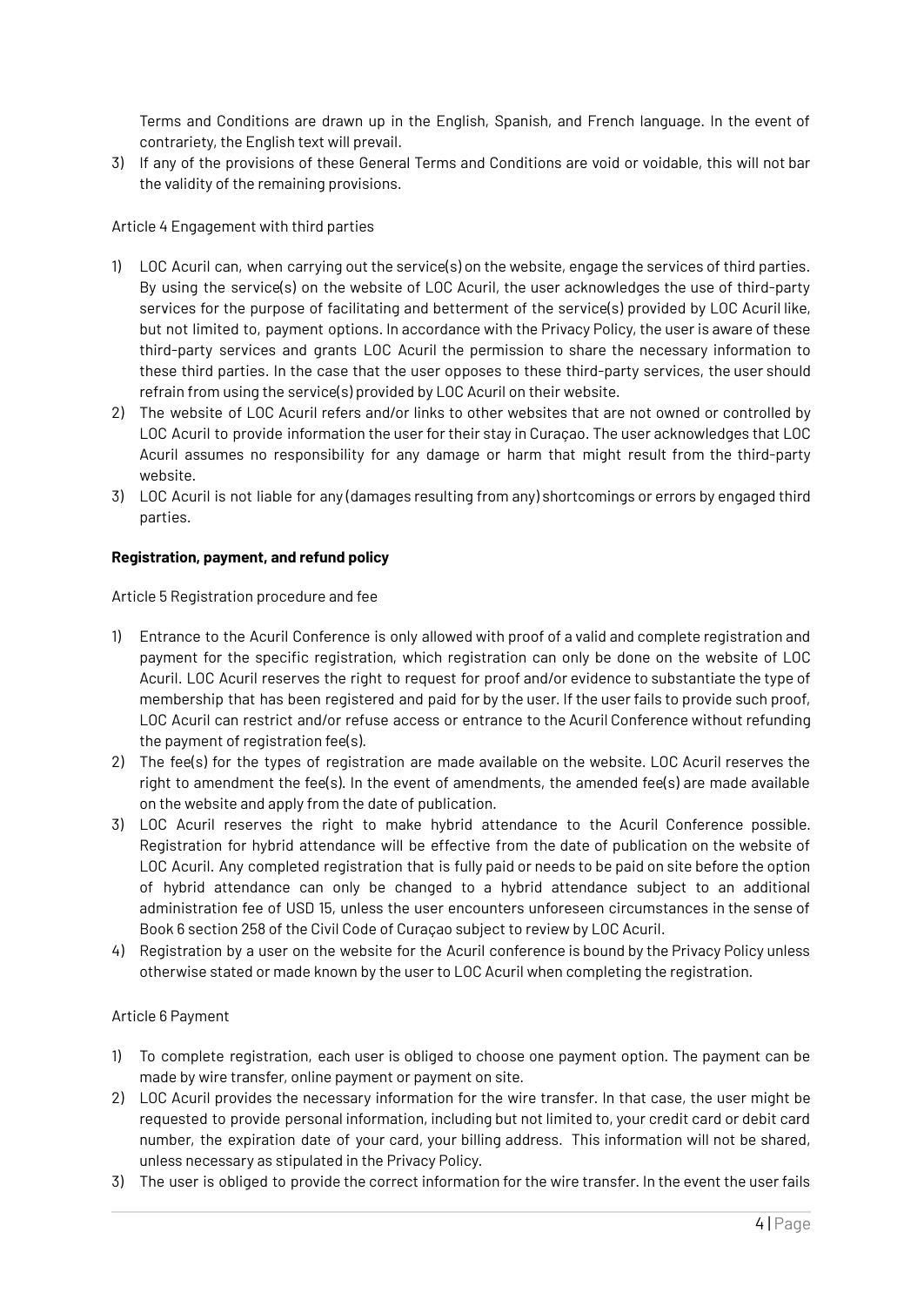Terms and Conditions are drawn up in the English, Spanish, and French language. In the event of contrariety, the English text will prevail.

3) If any of the provisions of these General Terms and Conditions are void or voidable, this will not bar the validity of the remaining provisions.

Article 4 Engagement with third parties

1) LOC Acuril can, when carrying out the service(s) on the website, engage the services of third parties. By using the service(s) on the website of LOC Acuril, the user acknowledges the use of third-party services for the purpose of facilitating and betterment of the service(s) provided by LOC Acuril like, but not limited to, payment options. In accordance with the Privacy Policy, the user is aware of these third-party services and grants LOC Acuril the permission to share the necessary information to these third parties. In the case that the user opposes to these third-party services, the user should refrain from using the service(s) provided by LOC Acuril on their website.
2) The website of LOC Acuril refers and/or links to other websites that are not owned or controlled by LOC Acuril to provide information the user for their stay in Curaçao. The user acknowledges that LOC Acuril assumes no responsibility for any damage or harm that might result from the third-party website.
3) LOC Acuril is not liable for any (damages resulting from any) shortcomings or errors by engaged third parties.

**Registration, payment, and refund policy**

Article 5 Registration procedure and fee

1) Entrance to the Acuril Conference is only allowed with proof of a valid and complete registration and payment for the specific registration, which registration can only be done on the website of LOC Acuril. LOC Acuril reserves the right to request for proof and/or evidence to substantiate the type of membership that has been registered and paid for by the user. If the user fails to provide such proof, LOC Acuril can restrict and/or refuse access or entrance to the Acuril Conference without refunding the payment of registration fee(s).
2) The fee(s) for the types of registration are made available on the website. LOC Acuril reserves the right to amendment the fee(s). In the event of amendments, the amended fee(s) are made available on the website and apply from the date of publication.
3) LOC Acuril reserves the right to make hybrid attendance to the Acuril Conference possible. Registration for hybrid attendance will be effective from the date of publication on the website of LOC Acuril. Any completed registration that is fully paid or needs to be paid on site before the option of hybrid attendance can only be changed to a hybrid attendance subject to an additional administration fee of USD 15, unless the user encounters unforeseen circumstances in the sense of Book 6 section 258 of the Civil Code of Curaçao subject to review by LOC Acuril.
4) Registration by a user on the website for the Acuril conference is bound by the Privacy Policy unless otherwise stated or made known by the user to LOC Acuril when completing the registration.

Article 6 Payment

1) To complete registration, each user is obliged to choose one payment option. The payment can be made by wire transfer, online payment or payment on site.
2) LOC Acuril provides the necessary information for the wire transfer. In that case, the user might be requested to provide personal information, including but not limited to, your credit card or debit card number, the expiration date of your card, your billing address. This information will not be shared, unless necessary as stipulated in the Privacy Policy.
3) The user is obliged to provide the correct information for the wire transfer. In the event the user fails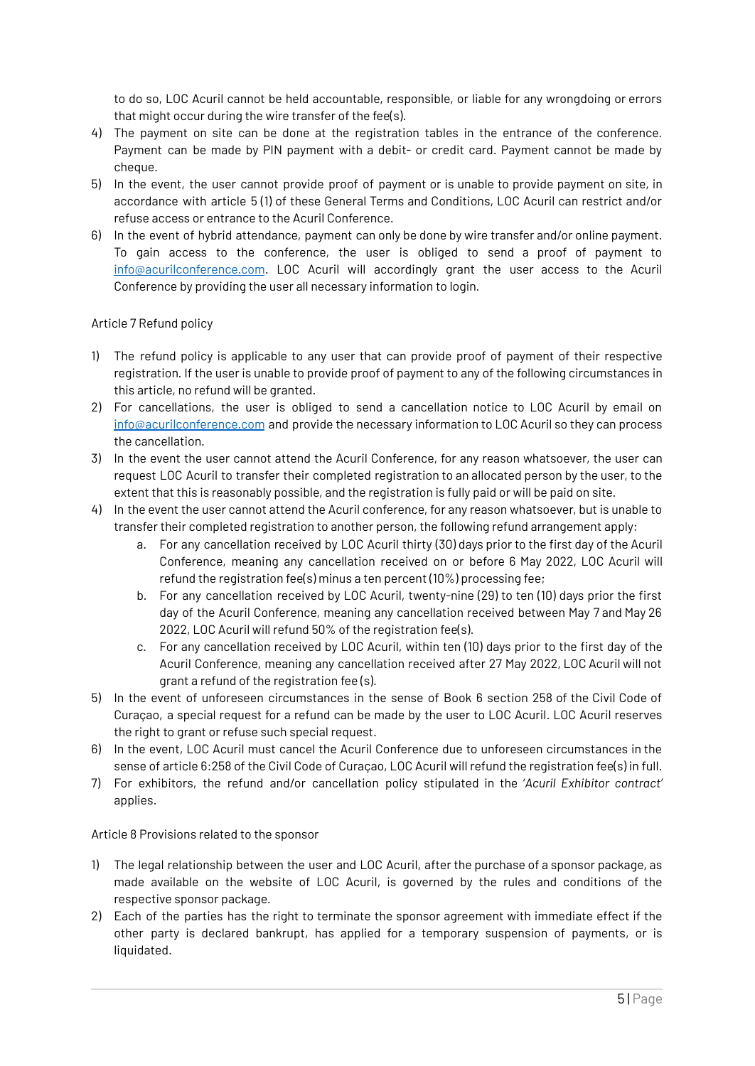to do so, LOC Acuril cannot be held accountable, responsible, or liable for any wrongdoing or errors that might occur during the wire transfer of the fee(s).

4) The payment on site can be done at the registration tables in the entrance of the conference. Payment can be made by PIN payment with a debit- or credit card. Payment cannot be made by cheque.
5) In the event, the user cannot provide proof of payment or is unable to provide payment on site, in accordance with article 5 (1) of these General Terms and Conditions, LOC Acuril can restrict and/or refuse access or entrance to the Acuril Conference.
6) In the event of hybrid attendance, payment can only be done by wire transfer and/or online payment. To gain access to the conference, the user is obliged to send a proof of payment to info@acurilconference.com. LOC Acuril will accordingly grant the user access to the Acuril Conference by providing the user all necessary information to login.

Article 7 Refund policy

1) The refund policy is applicable to any user that can provide proof of payment of their respective registration. If the user is unable to provide proof of payment to any of the following circumstances in this article, no refund will be granted.
2) For cancellations, the user is obliged to send a cancellation notice to LOC Acuril by email on info@acurilconference.com and provide the necessary information to LOC Acuril so they can process the cancellation.
3) In the event the user cannot attend the Acuril Conference, for any reason whatsoever, the user can request LOC Acuril to transfer their completed registration to an allocated person by the user, to the extent that this is reasonably possible, and the registration is fully paid or will be paid on site.
4) In the event the user cannot attend the Acuril conference, for any reason whatsoever, but is unable to transfer their completed registration to another person, the following refund arrangement apply:
    a. For any cancellation received by LOC Acuril thirty (30) days prior to the first day of the Acuril Conference, meaning any cancellation received on or before 6 May 2022, LOC Acuril will refund the registration fee(s) minus a ten percent (10%) processing fee;
    b. For any cancellation received by LOC Acuril, twenty-nine (29) to ten (10) days prior the first day of the Acuril Conference, meaning any cancellation received between May 7 and May 26 2022, LOC Acuril will refund 50% of the registration fee(s).
    c. For any cancellation received by LOC Acuril, within ten (10) days prior to the first day of the Acuril Conference, meaning any cancellation received after 27 May 2022, LOC Acuril will not grant a refund of the registration fee (s).
5) In the event of unforeseen circumstances in the sense of Book 6 section 258 of the Civil Code of Curaçao, a special request for a refund can be made by the user to LOC Acuril. LOC Acuril reserves the right to grant or refuse such special request.
6) In the event, LOC Acuril must cancel the Acuril Conference due to unforeseen circumstances in the sense of article 6:258 of the Civil Code of Curaçao, LOC Acuril will refund the registration fee(s) in full.
7) For exhibitors, the refund and/or cancellation policy stipulated in the '*Acuril Exhibitor contract*' applies.

Article 8 Provisions related to the sponsor

1) The legal relationship between the user and LOC Acuril, after the purchase of a sponsor package, as made available on the website of LOC Acuril, is governed by the rules and conditions of the respective sponsor package.
2) Each of the parties has the right to terminate the sponsor agreement with immediate effect if the other party is declared bankrupt, has applied for a temporary suspension of payments, or is liquidated.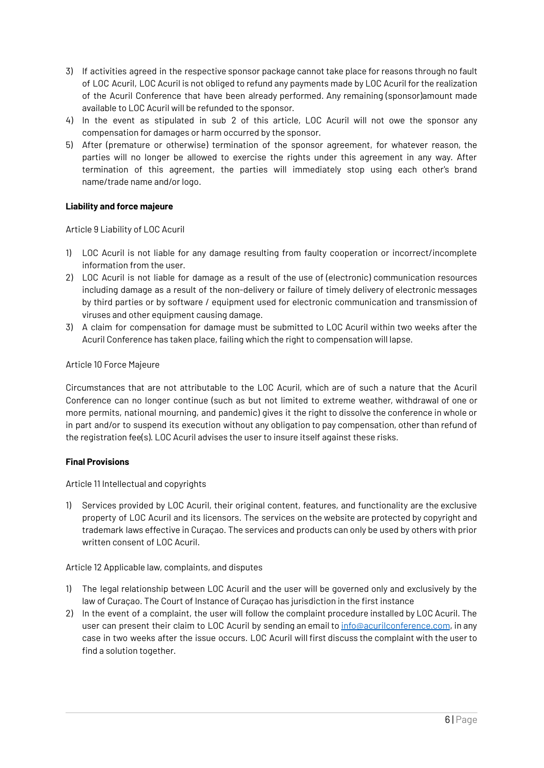3) If activities agreed in the respective sponsor package cannot take place for reasons through no fault of LOC Acuril, LOC Acuril is not obliged to refund any payments made by LOC Acuril for the realization of the Acuril Conference that have been already performed. Any remaining (sponsor)amount made available to LOC Acuril will be refunded to the sponsor.
4) In the event as stipulated in sub 2 of this article, LOC Acuril will not owe the sponsor any compensation for damages or harm occurred by the sponsor.
5) After (premature or otherwise) termination of the sponsor agreement, for whatever reason, the parties will no longer be allowed to exercise the rights under this agreement in any way. After termination of this agreement, the parties will immediately stop using each other's brand name/trade name and/or logo.

**Liability and force majeure**

Article 9 Liability of LOC Acuril

1) LOC Acuril is not liable for any damage resulting from faulty cooperation or incorrect/incomplete information from the user.
2) LOC Acuril is not liable for damage as a result of the use of (electronic) communication resources including damage as a result of the non-delivery or failure of timely delivery of electronic messages by third parties or by software / equipment used for electronic communication and transmission of viruses and other equipment causing damage.
3) A claim for compensation for damage must be submitted to LOC Acuril within two weeks after the Acuril Conference has taken place, failing which the right to compensation will lapse.

Article 10 Force Majeure

Circumstances that are not attributable to the LOC Acuril, which are of such a nature that the Acuril Conference can no longer continue (such as but not limited to extreme weather, withdrawal of one or more permits, national mourning, and pandemic) gives it the right to dissolve the conference in whole or in part and/or to suspend its execution without any obligation to pay compensation, other than refund of the registration fee(s). LOC Acuril advises the user to insure itself against these risks.

**Final Provisions**

Article 11 Intellectual and copyrights

1) Services provided by LOC Acuril, their original content, features, and functionality are the exclusive property of LOC Acuril and its licensors. The services on the website are protected by copyright and trademark laws effective in Curaçao. The services and products can only be used by others with prior written consent of LOC Acuril.

Article 12 Applicable law, complaints, and disputes

1) The legal relationship between LOC Acuril and the user will be governed only and exclusively by the law of Curaçao. The Court of Instance of Curaçao has jurisdiction in the first instance
2) In the event of a complaint, the user will follow the complaint procedure installed by LOC Acuril. The user can present their claim to LOC Acuril by sending an email to info@acurilconference.com, in any case in two weeks after the issue occurs. LOC Acuril will first discuss the complaint with the user to find a solution together.